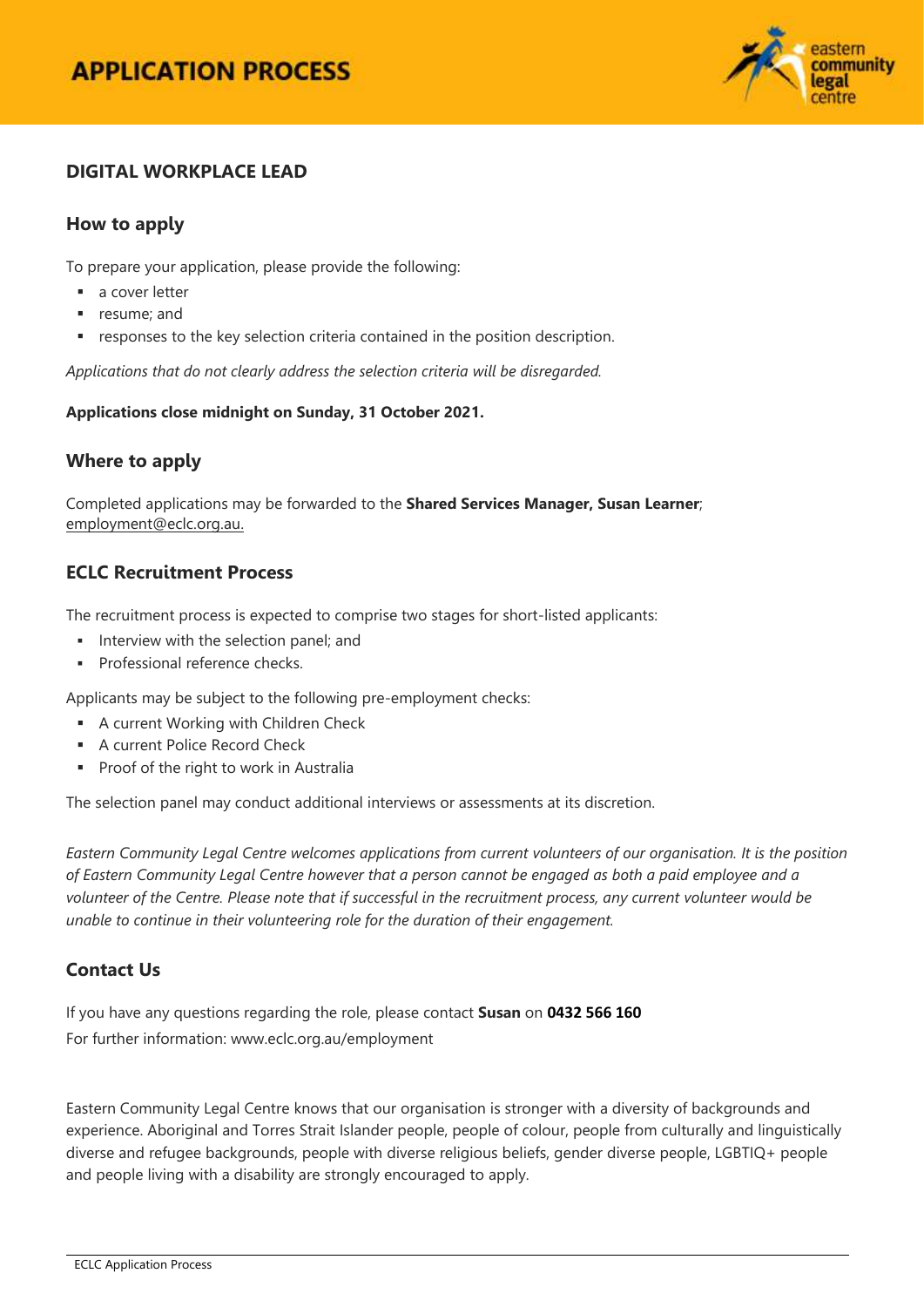# APPLICATION PROCESS

## DIGITAL WORKPLACE LEAD

### How to apply

To prepare your application, please provide the following:

- a cover letter
- resume; and
- responses to the key selection criteria contained in the position description.

*Applications that do not clearly address the selection criteria will be disregarded.*

**Applications close midnight on Sunday, 31 October 2021.**

### Where to apply

Completed applications may be forwarded to the **Shared Services Manager, Susan Learner**; employment@eclc.org.au.

### ECLC Recruitment Process

The recruitment process is expected to comprise two stages for short-listed applicants:

- Interview with the selection panel; and
- Professional reference checks.

Applicants may be subject to the following pre-employment checks:

- A current Working with Children Check
- A current Police Record Check
- Proof of the right to work in Australia

The selection panel may conduct additional interviews or assessments at its discretion.

*Eastern Community Legal Centre welcomes applications from current volunteers of our organisation. It is the position of Eastern Community Legal Centre however that a person cannot be engaged as both a paid employee and a volunteer of the Centre. Please note that if successful in the recruitment process, any current volunteer would be unable to continue in their volunteering role for the duration of their engagement.*

### Contact Us

If you have any questions regarding the role, please contact **Susan** on **0432 566 160**

For further information: www.eclc.org.au/employment

Eastern Community Legal Centre knows that our organisation is stronger with a diversity of backgrounds and experience. Aboriginal and Torres Strait Islander people, people of colour, people from culturally and linguistically diverse and refugee backgrounds, people with diverse religious beliefs, gender diverse people, LGBTIQ+ people and people living with a disability are strongly encouraged to apply.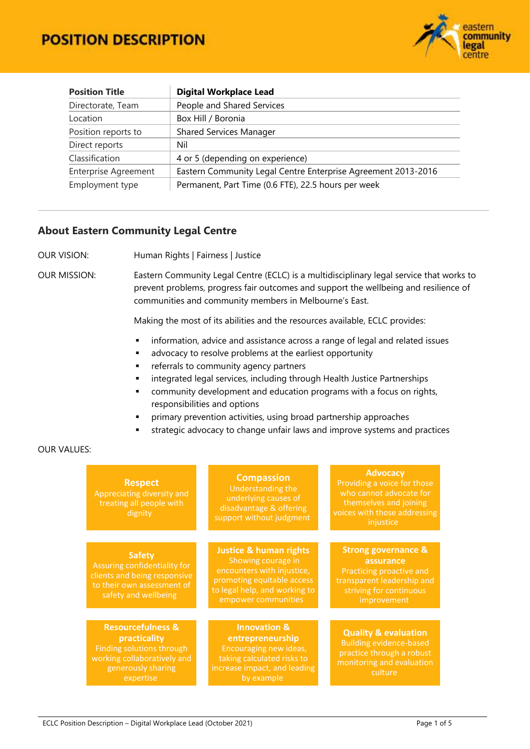# POSITION DESCRIPTION

| Position Title | Digital Workplace Lead |
|---|---|
| Directorate, Team | People and Shared Services |
| Location | Box Hill / Boronia |
| Position reports to | Shared Services Manager |
| Direct reports | Nil |
| Classification | 4 or 5 (depending on experience) |
| Enterprise Agreement | Eastern Community Legal Centre Enterprise Agreement 2013-2016 |
| Employment type | Permanent, Part Time (0.6 FTE), 22.5 hours per week |

## About Eastern Community Legal Centre

OUR VISION: Human Rights | Fairness | Justice

OUR MISSION: Eastern Community Legal Centre (ECLC) is a multidisciplinary legal service that works to prevent problems, progress fair outcomes and support the wellbeing and resilience of communities and community members in Melbourne's East.

Making the most of its abilities and the resources available, ECLC provides:

- information, advice and assistance across a range of legal and related issues
- advocacy to resolve problems at the earliest opportunity
- referrals to community agency partners
- integrated legal services, including through Health Justice Partnerships
- community development and education programs with a focus on rights, responsibilities and options
- primary prevention activities, using broad partnership approaches
- strategic advocacy to change unfair laws and improve systems and practices

OUR VALUES:

**Respect**
Appreciating diversity and treating all people with dignity

**Compassion**
Understanding the underlying causes of disadvantage & offering support without judgment

**Advocacy**
Providing a voice for those who cannot advocate for themselves and joining voices with those addressing injustice

**Safety**
Assuring confidentiality for clients and being responsive to their own assessment of safety and wellbeing

**Justice & human rights**
Showing courage in encounters with injustice, promoting equitable access to legal help, and working to empower communities

**Strong governance & assurance**
Practicing proactive and transparent leadership and striving for continuous improvement

**Resourcefulness & practicality**
Finding solutions through working collaboratively and generously sharing expertise

**Innovation & entrepreneurship**
Encouraging new ideas, taking calculated risks to increase impact, and leading by example

**Quality & evaluation**
Building evidence-based practice through a robust monitoring and evaluation culture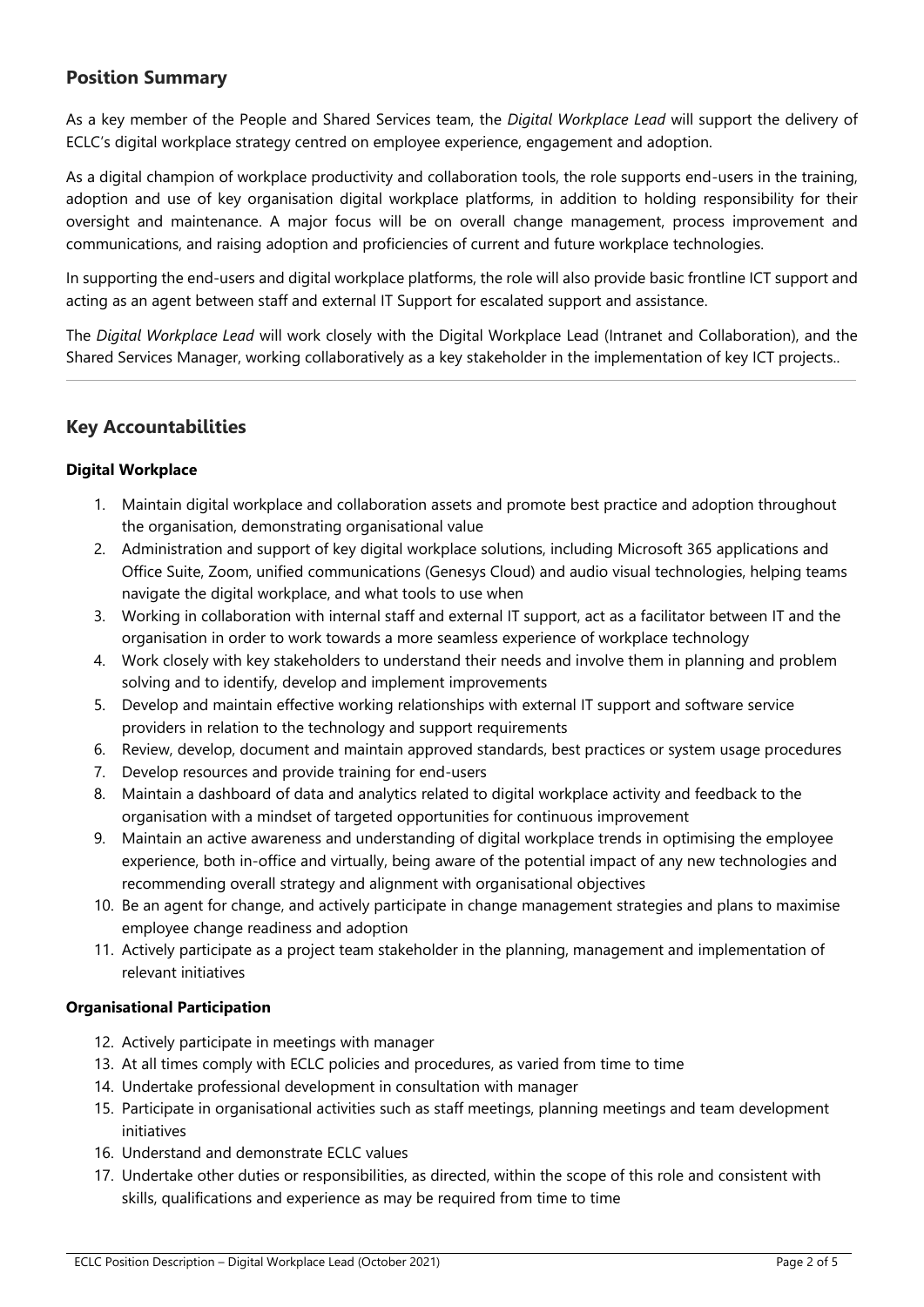## Position Summary

As a key member of the People and Shared Services team, the *Digital Workplace Lead* will support the delivery of ECLC's digital workplace strategy centred on employee experience, engagement and adoption.

As a digital champion of workplace productivity and collaboration tools, the role supports end-users in the training, adoption and use of key organisation digital workplace platforms, in addition to holding responsibility for their oversight and maintenance. A major focus will be on overall change management, process improvement and communications, and raising adoption and proficiencies of current and future workplace technologies.

In supporting the end-users and digital workplace platforms, the role will also provide basic frontline ICT support and acting as an agent between staff and external IT Support for escalated support and assistance.

The *Digital Workplace Lead* will work closely with the Digital Workplace Lead (Intranet and Collaboration), and the Shared Services Manager, working collaboratively as a key stakeholder in the implementation of key ICT projects..

---

## Key Accountabilities

### Digital Workplace

1. Maintain digital workplace and collaboration assets and promote best practice and adoption throughout the organisation, demonstrating organisational value
2. Administration and support of key digital workplace solutions, including Microsoft 365 applications and Office Suite, Zoom, unified communications (Genesys Cloud) and audio visual technologies, helping teams navigate the digital workplace, and what tools to use when
3. Working in collaboration with internal staff and external IT support, act as a facilitator between IT and the organisation in order to work towards a more seamless experience of workplace technology
4. Work closely with key stakeholders to understand their needs and involve them in planning and problem solving and to identify, develop and implement improvements
5. Develop and maintain effective working relationships with external IT support and software service providers in relation to the technology and support requirements
6. Review, develop, document and maintain approved standards, best practices or system usage procedures
7. Develop resources and provide training for end-users
8. Maintain a dashboard of data and analytics related to digital workplace activity and feedback to the organisation with a mindset of targeted opportunities for continuous improvement
9. Maintain an active awareness and understanding of digital workplace trends in optimising the employee experience, both in-office and virtually, being aware of the potential impact of any new technologies and recommending overall strategy and alignment with organisational objectives
10. Be an agent for change, and actively participate in change management strategies and plans to maximise employee change readiness and adoption
11. Actively participate as a project team stakeholder in the planning, management and implementation of relevant initiatives

### Organisational Participation

12. Actively participate in meetings with manager
13. At all times comply with ECLC policies and procedures, as varied from time to time
14. Undertake professional development in consultation with manager
15. Participate in organisational activities such as staff meetings, planning meetings and team development initiatives
16. Understand and demonstrate ECLC values
17. Undertake other duties or responsibilities, as directed, within the scope of this role and consistent with skills, qualifications and experience as may be required from time to time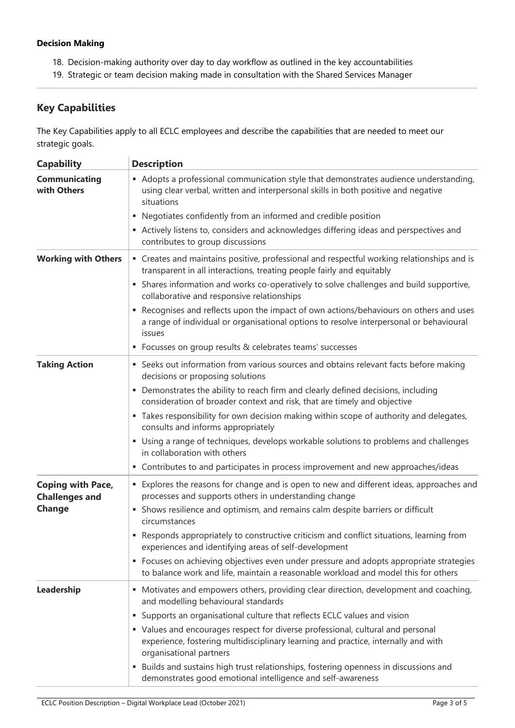**Decision Making**

18. Decision-making authority over day to day workflow as outlined in the key accountabilities
19. Strategic or team decision making made in consultation with the Shared Services Manager

## Key Capabilities

The Key Capabilities apply to all ECLC employees and describe the capabilities that are needed to meet our strategic goals.

| Capability | Description |
|---|---|
| **Communicating with Others** | ▪ Adopts a professional communication style that demonstrates audience understanding, using clear verbal, written and interpersonal skills in both positive and negative situations<br>▪ Negotiates confidently from an informed and credible position<br>▪ Actively listens to, considers and acknowledges differing ideas and perspectives and contributes to group discussions |
| **Working with Others** | ▪ Creates and maintains positive, professional and respectful working relationships and is transparent in all interactions, treating people fairly and equitably<br>▪ Shares information and works co-operatively to solve challenges and build supportive, collaborative and responsive relationships<br>▪ Recognises and reflects upon the impact of own actions/behaviours on others and uses a range of individual or organisational options to resolve interpersonal or behavioural issues<br>▪ Focusses on group results & celebrates teams' successes |
| **Taking Action** | ▪ Seeks out information from various sources and obtains relevant facts before making decisions or proposing solutions<br>▪ Demonstrates the ability to reach firm and clearly defined decisions, including consideration of broader context and risk, that are timely and objective<br>▪ Takes responsibility for own decision making within scope of authority and delegates, consults and informs appropriately<br>▪ Using a range of techniques, develops workable solutions to problems and challenges in collaboration with others<br>▪ Contributes to and participates in process improvement and new approaches/ideas |
| **Coping with Pace, Challenges and Change** | ▪ Explores the reasons for change and is open to new and different ideas, approaches and processes and supports others in understanding change<br>▪ Shows resilience and optimism, and remains calm despite barriers or difficult circumstances<br>▪ Responds appropriately to constructive criticism and conflict situations, learning from experiences and identifying areas of self-development<br>▪ Focuses on achieving objectives even under pressure and adopts appropriate strategies to balance work and life, maintain a reasonable workload and model this for others |
| **Leadership** | ▪ Motivates and empowers others, providing clear direction, development and coaching, and modelling behavioural standards<br>▪ Supports an organisational culture that reflects ECLC values and vision<br>▪ Values and encourages respect for diverse professional, cultural and personal experience, fostering multidisciplinary learning and practice, internally and with organisational partners<br>▪ Builds and sustains high trust relationships, fostering openness in discussions and demonstrates good emotional intelligence and self-awareness |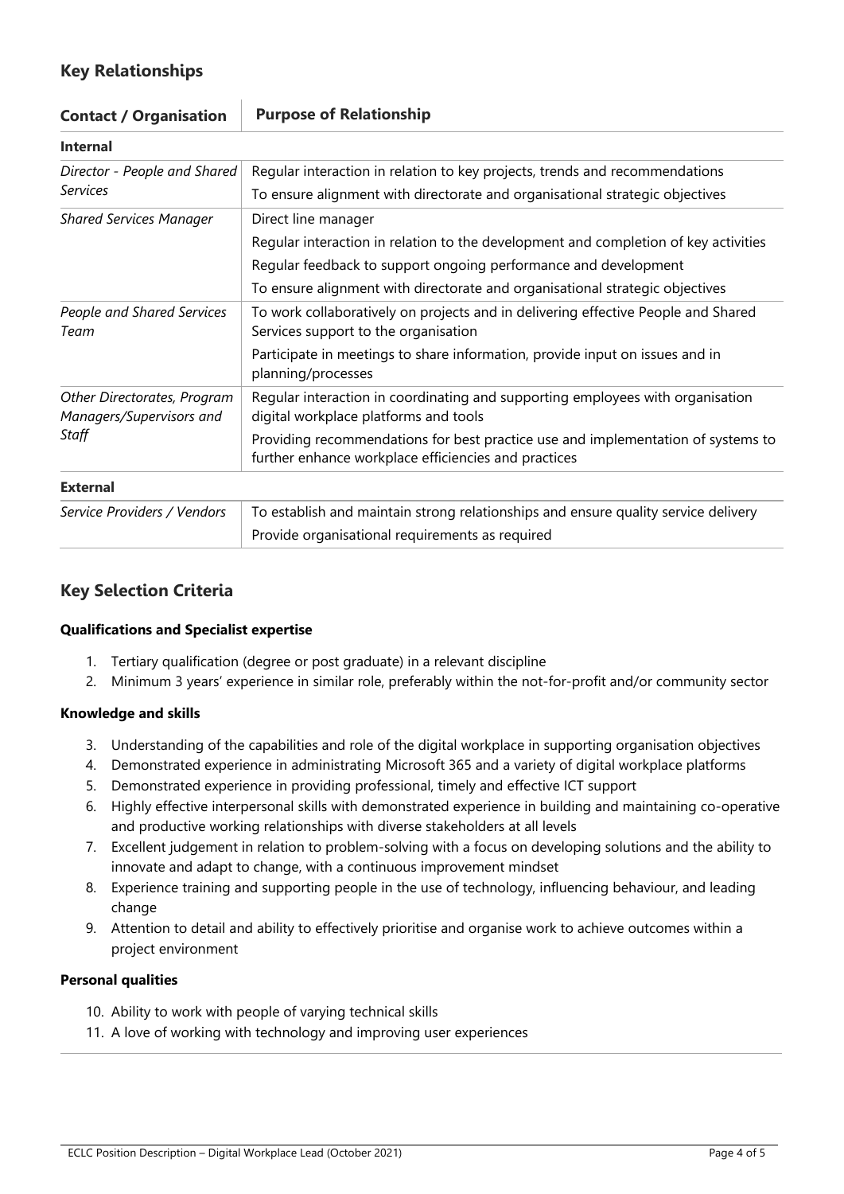## Key Relationships

| Contact / Organisation | Purpose of Relationship |
|---|---|
| **Internal** | |
| *Director - People and Shared Services* | Regular interaction in relation to key projects, trends and recommendations<br>To ensure alignment with directorate and organisational strategic objectives |
| *Shared Services Manager* | Direct line manager<br>Regular interaction in relation to the development and completion of key activities<br>Regular feedback to support ongoing performance and development<br>To ensure alignment with directorate and organisational strategic objectives |
| *People and Shared Services Team* | To work collaboratively on projects and in delivering effective People and Shared Services support to the organisation<br>Participate in meetings to share information, provide input on issues and in planning/processes |
| *Other Directorates, Program Managers/Supervisors and Staff* | Regular interaction in coordinating and supporting employees with organisation digital workplace platforms and tools<br>Providing recommendations for best practice use and implementation of systems to further enhance workplace efficiencies and practices |
| **External** | |
| *Service Providers / Vendors* | To establish and maintain strong relationships and ensure quality service delivery<br>Provide organisational requirements as required |

## Key Selection Criteria

**Qualifications and Specialist expertise**

1. Tertiary qualification (degree or post graduate) in a relevant discipline
2. Minimum 3 years' experience in similar role, preferably within the not-for-profit and/or community sector

**Knowledge and skills**

3. Understanding of the capabilities and role of the digital workplace in supporting organisation objectives
4. Demonstrated experience in administrating Microsoft 365 and a variety of digital workplace platforms
5. Demonstrated experience in providing professional, timely and effective ICT support
6. Highly effective interpersonal skills with demonstrated experience in building and maintaining co-operative and productive working relationships with diverse stakeholders at all levels
7. Excellent judgement in relation to problem-solving with a focus on developing solutions and the ability to innovate and adapt to change, with a continuous improvement mindset
8. Experience training and supporting people in the use of technology, influencing behaviour, and leading change
9. Attention to detail and ability to effectively prioritise and organise work to achieve outcomes within a project environment

**Personal qualities**

10. Ability to work with people of varying technical skills
11. A love of working with technology and improving user experiences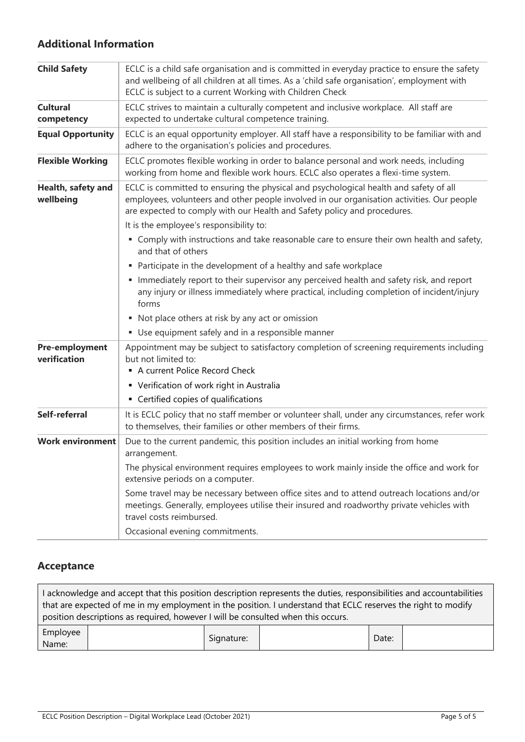## Additional Information

| | |
|---|---|
| **Child Safety** | ECLC is a child safe organisation and is committed in everyday practice to ensure the safety and wellbeing of all children at all times. As a 'child safe organisation', employment with ECLC is subject to a current Working with Children Check |
| **Cultural competency** | ECLC strives to maintain a culturally competent and inclusive workplace. All staff are expected to undertake cultural competence training. |
| **Equal Opportunity** | ECLC is an equal opportunity employer. All staff have a responsibility to be familiar with and adhere to the organisation's policies and procedures. |
| **Flexible Working** | ECLC promotes flexible working in order to balance personal and work needs, including working from home and flexible work hours. ECLC also operates a flexi-time system. |
| **Health, safety and wellbeing** | ECLC is committed to ensuring the physical and psychological health and safety of all employees, volunteers and other people involved in our organisation activities. Our people are expected to comply with our Health and Safety policy and procedures.<br>It is the employee's responsibility to:<br>▪ Comply with instructions and take reasonable care to ensure their own health and safety, and that of others<br>▪ Participate in the development of a healthy and safe workplace<br>▪ Immediately report to their supervisor any perceived health and safety risk, and report any injury or illness immediately where practical, including completion of incident/injury forms<br>▪ Not place others at risk by any act or omission<br>▪ Use equipment safely and in a responsible manner |
| **Pre-employment verification** | Appointment may be subject to satisfactory completion of screening requirements including but not limited to:<br>▪ A current Police Record Check<br>▪ Verification of work right in Australia<br>▪ Certified copies of qualifications |
| **Self-referral** | It is ECLC policy that no staff member or volunteer shall, under any circumstances, refer work to themselves, their families or other members of their firms. |
| **Work environment** | Due to the current pandemic, this position includes an initial working from home arrangement.<br>The physical environment requires employees to work mainly inside the office and work for extensive periods on a computer.<br>Some travel may be necessary between office sites and to attend outreach locations and/or meetings. Generally, employees utilise their insured and roadworthy private vehicles with travel costs reimbursed.<br>Occasional evening commitments. |

## Acceptance

I acknowledge and accept that this position description represents the duties, responsibilities and accountabilities that are expected of me in my employment in the position. I understand that ECLC reserves the right to modify position descriptions as required, however I will be consulted when this occurs.

| | | | | | |
|---|---|---|---|---|---|
| Employee Name: | | Signature: | | Date: | |